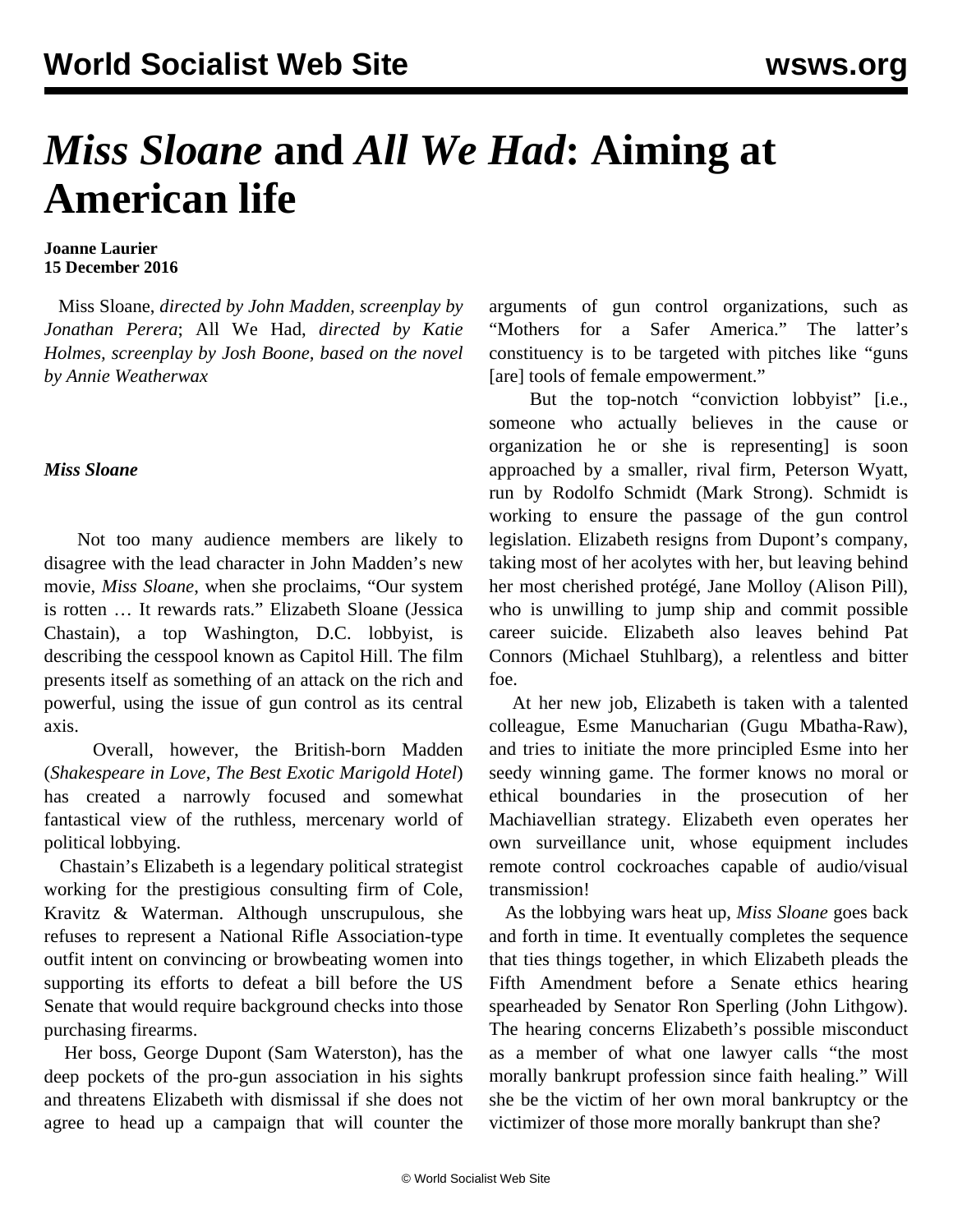# *Miss Sloane* and *All We Had*: Aiming at American life

**Joanne Laurier**
**15 December 2016**

Miss Sloane, *directed by John Madden, screenplay by Jonathan Perera*; All We Had, *directed by Katie Holmes, screenplay by Josh Boone, based on the novel by Annie Weatherwax*

### *Miss Sloane*

Not too many audience members are likely to disagree with the lead character in John Madden's new movie, *Miss Sloane*, when she proclaims, "Our system is rotten … It rewards rats." Elizabeth Sloane (Jessica Chastain), a top Washington, D.C. lobbyist, is describing the cesspool known as Capitol Hill. The film presents itself as something of an attack on the rich and powerful, using the issue of gun control as its central axis.

Overall, however, the British-born Madden (*Shakespeare in Love*, *The Best Exotic Marigold Hotel*) has created a narrowly focused and somewhat fantastical view of the ruthless, mercenary world of political lobbying.

Chastain's Elizabeth is a legendary political strategist working for the prestigious consulting firm of Cole, Kravitz & Waterman. Although unscrupulous, she refuses to represent a National Rifle Association-type outfit intent on convincing or browbeating women into supporting its efforts to defeat a bill before the US Senate that would require background checks into those purchasing firearms.

Her boss, George Dupont (Sam Waterston), has the deep pockets of the pro-gun association in his sights and threatens Elizabeth with dismissal if she does not agree to head up a campaign that will counter the arguments of gun control organizations, such as "Mothers for a Safer America." The latter's constituency is to be targeted with pitches like "guns [are] tools of female empowerment."

But the top-notch "conviction lobbyist" [i.e., someone who actually believes in the cause or organization he or she is representing] is soon approached by a smaller, rival firm, Peterson Wyatt, run by Rodolfo Schmidt (Mark Strong). Schmidt is working to ensure the passage of the gun control legislation. Elizabeth resigns from Dupont's company, taking most of her acolytes with her, but leaving behind her most cherished protégé, Jane Molloy (Alison Pill), who is unwilling to jump ship and commit possible career suicide. Elizabeth also leaves behind Pat Connors (Michael Stuhlbarg), a relentless and bitter foe.

At her new job, Elizabeth is taken with a talented colleague, Esme Manucharian (Gugu Mbatha-Raw), and tries to initiate the more principled Esme into her seedy winning game. The former knows no moral or ethical boundaries in the prosecution of her Machiavellian strategy. Elizabeth even operates her own surveillance unit, whose equipment includes remote control cockroaches capable of audio/visual transmission!

As the lobbying wars heat up, *Miss Sloane* goes back and forth in time. It eventually completes the sequence that ties things together, in which Elizabeth pleads the Fifth Amendment before a Senate ethics hearing spearheaded by Senator Ron Sperling (John Lithgow). The hearing concerns Elizabeth's possible misconduct as a member of what one lawyer calls "the most morally bankrupt profession since faith healing." Will she be the victim of her own moral bankruptcy or the victimizer of those more morally bankrupt than she?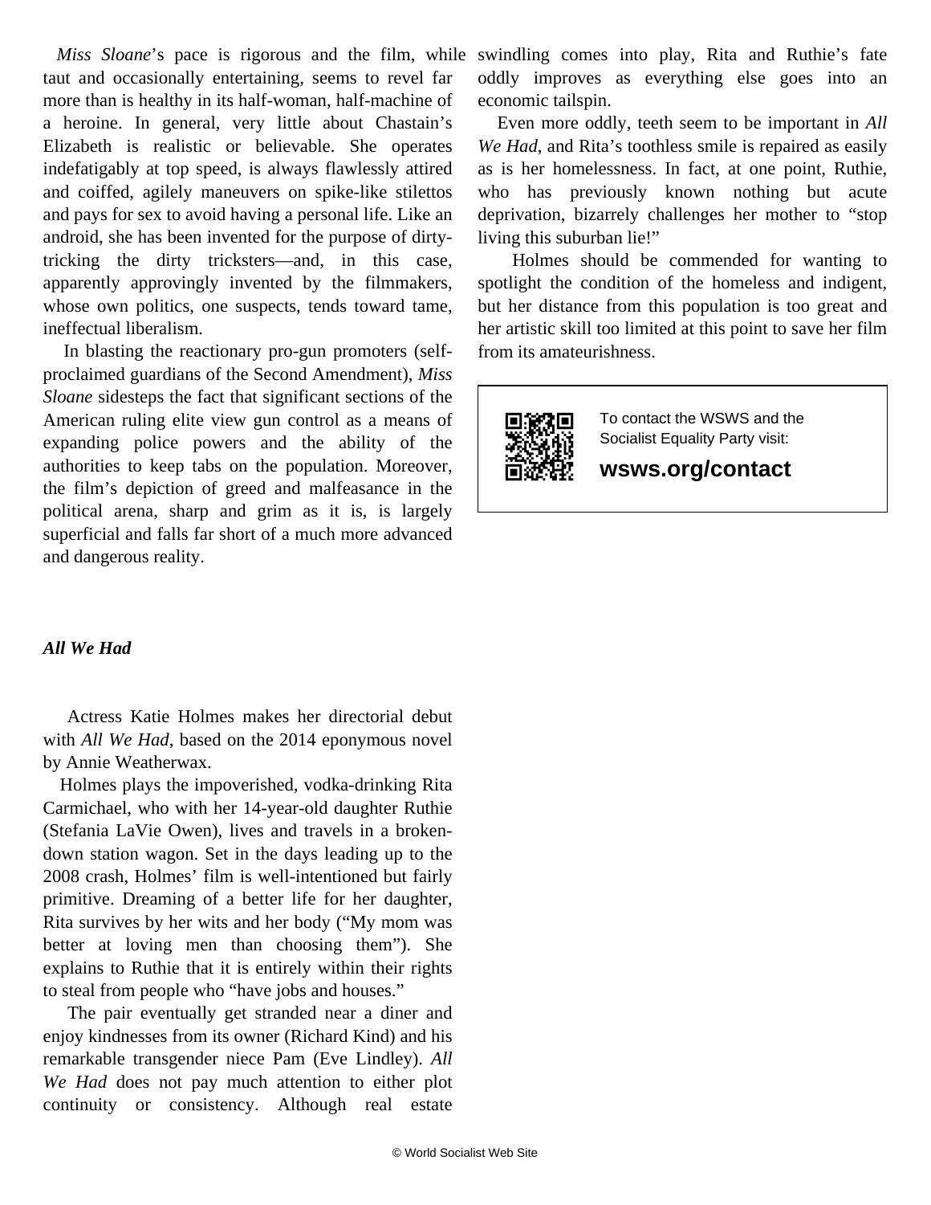*Miss Sloane*'s pace is rigorous and the film, while taut and occasionally entertaining, seems to revel far more than is healthy in its half-woman, half-machine of a heroine. In general, very little about Chastain's Elizabeth is realistic or believable. She operates indefatigably at top speed, is always flawlessly attired and coiffed, agilely maneuvers on spike-like stilettos and pays for sex to avoid having a personal life. Like an android, she has been invented for the purpose of dirty-tricking the dirty tricksters—and, in this case, apparently approvingly invented by the filmmakers, whose own politics, one suspects, tends toward tame, ineffectual liberalism.

In blasting the reactionary pro-gun promoters (self-proclaimed guardians of the Second Amendment), *Miss Sloane* sidesteps the fact that significant sections of the American ruling elite view gun control as a means of expanding police powers and the ability of the authorities to keep tabs on the population. Moreover, the film's depiction of greed and malfeasance in the political arena, sharp and grim as it is, is largely superficial and falls far short of a much more advanced and dangerous reality.

***All We Had***

Actress Katie Holmes makes her directorial debut with *All We Had*, based on the 2014 eponymous novel by Annie Weatherwax.

Holmes plays the impoverished, vodka-drinking Rita Carmichael, who with her 14-year-old daughter Ruthie (Stefania LaVie Owen), lives and travels in a broken-down station wagon. Set in the days leading up to the 2008 crash, Holmes' film is well-intentioned but fairly primitive. Dreaming of a better life for her daughter, Rita survives by her wits and her body ("My mom was better at loving men than choosing them"). She explains to Ruthie that it is entirely within their rights to steal from people who "have jobs and houses."

The pair eventually get stranded near a diner and enjoy kindnesses from its owner (Richard Kind) and his remarkable transgender niece Pam (Eve Lindley). *All We Had* does not pay much attention to either plot continuity or consistency. Although real estate swindling comes into play, Rita and Ruthie's fate oddly improves as everything else goes into an economic tailspin.

Even more oddly, teeth seem to be important in *All We Had*, and Rita's toothless smile is repaired as easily as is her homelessness. In fact, at one point, Ruthie, who has previously known nothing but acute deprivation, bizarrely challenges her mother to "stop living this suburban lie!"

Holmes should be commended for wanting to spotlight the condition of the homeless and indigent, but her distance from this population is too great and her artistic skill too limited at this point to save her film from its amateurishness.

To contact the WSWS and the Socialist Equality Party visit:

**wsws.org/contact**